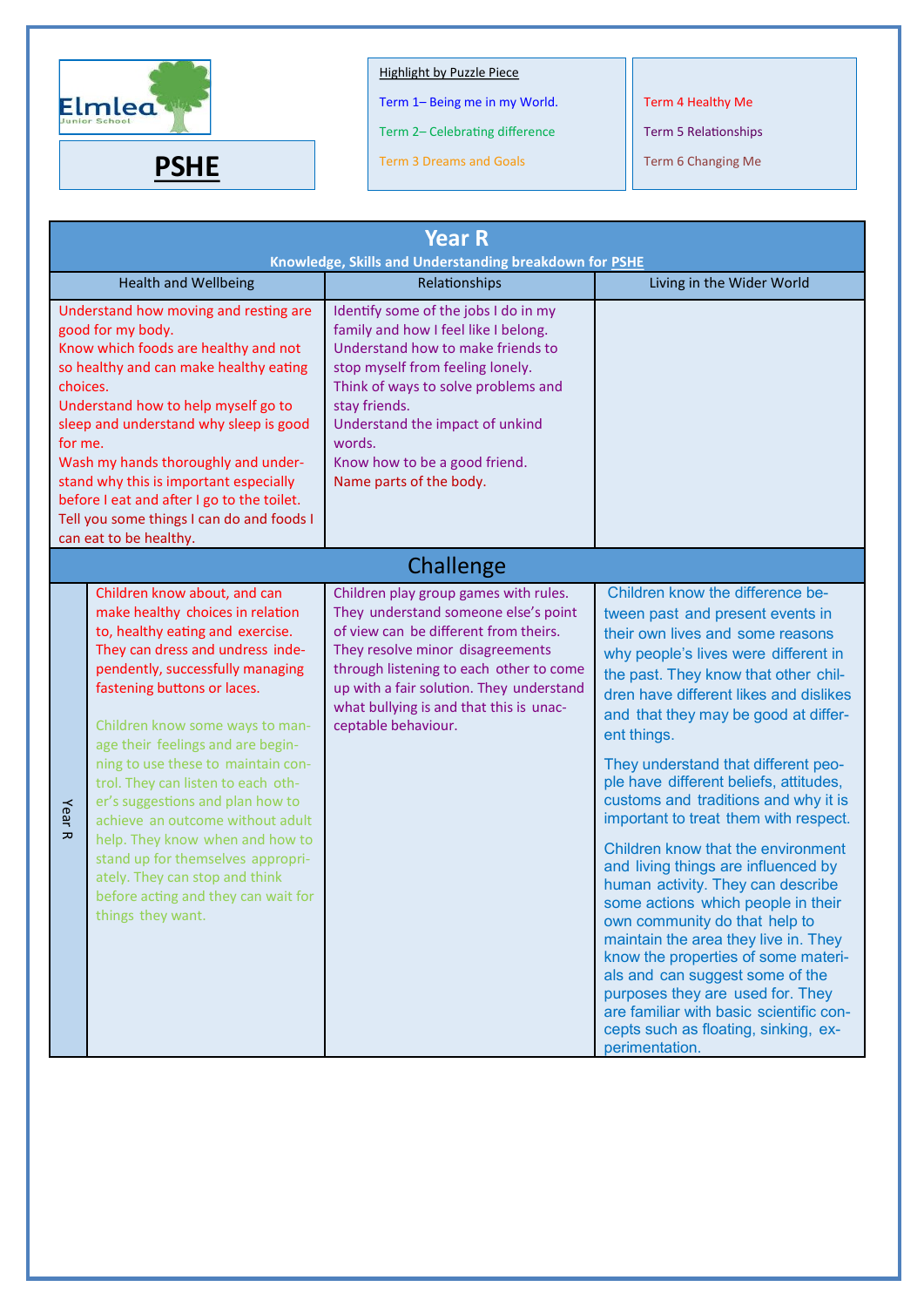Elmlea Junior School

# PSHE

Highlight by Puzzle Piece

- Term 1– Being me in my World.
- Term 2– Celebrating difference
- Term 3 Dreams and Goals
- Term 4 Healthy Me
- Term 5 Relationships
- Term 6 Changing Me

## Year R

**Knowledge, Skills and Understanding breakdown for PSHE**

| Health and Wellbeing | Relationships | Living in the Wider World |
|---|---|---|
| Understand how moving and resting are good for my body.<br>Know which foods are healthy and not so healthy and can make healthy eating choices.<br>Understand how to help myself go to sleep and understand why sleep is good for me.<br>Wash my hands thoroughly and understand why this is important especially before I eat and after I go to the toilet.<br>Tell you some things I can do and foods I can eat to be healthy. | Identify some of the jobs I do in my family and how I feel like I belong.<br>Understand how to make friends to stop myself from feeling lonely.<br>Think of ways to solve problems and stay friends.<br>Understand the impact of unkind words.<br>Know how to be a good friend.<br>Name parts of the body. | |

### Challenge

| | Health and Wellbeing | Relationships | Living in the Wider World |
|---|---|---|---|
| Year R | Children know about, and can make healthy choices in relation to, healthy eating and exercise. They can dress and undress independently, successfully managing fastening buttons or laces.<br><br>Children know some ways to manage their feelings and are beginning to use these to maintain control. They can listen to each other's suggestions and plan how to achieve an outcome without adult help. They know when and how to stand up for themselves appropriately. They can stop and think before acting and they can wait for things they want. | Children play group games with rules. They understand someone else's point of view can be different from theirs. They resolve minor disagreements through listening to each other to come up with a fair solution. They understand what bullying is and that this is unacceptable behaviour. | Children know the difference between past and present events in their own lives and some reasons why people's lives were different in the past. They know that other children have different likes and dislikes and that they may be good at different things.<br><br>They understand that different people have different beliefs, attitudes, customs and traditions and why it is important to treat them with respect.<br><br>Children know that the environment and living things are influenced by human activity. They can describe some actions which people in their own community do that help to maintain the area they live in. They know the properties of some materials and can suggest some of the purposes they are used for. They are familiar with basic scientific concepts such as floating, sinking, experimentation. |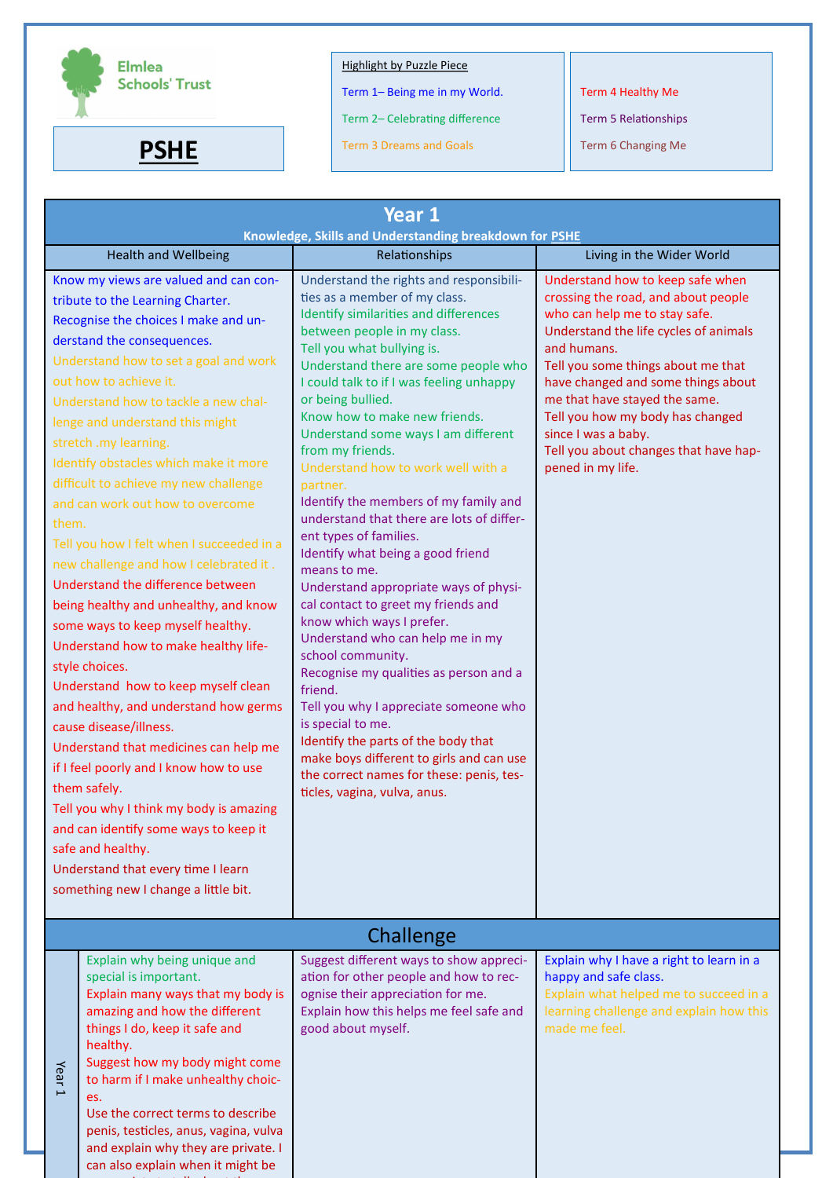Elmlea Schools' Trust

# PSHE

**Highlight by Puzzle Piece**

- Term 1– Being me in my World.
- Term 2– Celebrating difference
- Term 3 Dreams and Goals
- Term 4 Healthy Me
- Term 5 Relationships
- Term 6 Changing Me

## Year 1

**Knowledge, Skills and Understanding breakdown for PSHE**

| Health and Wellbeing | Relationships | Living in the Wider World |
|---|---|---|
| Know my views are valued and can contribute to the Learning Charter.<br>Recognise the choices I make and understand the consequences.<br>Understand how to set a goal and work out how to achieve it.<br>Understand how to tackle a new challenge and understand this might stretch .my learning.<br>Identify obstacles which make it more difficult to achieve my new challenge and can work out how to overcome them.<br>Tell you how I felt when I succeeded in a new challenge and how I celebrated it .<br>Understand the difference between being healthy and unhealthy, and know some ways to keep myself healthy.<br>Understand how to make healthy lifestyle choices.<br>Understand how to keep myself clean and healthy, and understand how germs cause disease/illness.<br>Understand that medicines can help me if I feel poorly and I know how to use them safely.<br>Tell you why I think my body is amazing and can identify some ways to keep it safe and healthy.<br>Understand that every time I learn something new I change a little bit. | Understand the rights and responsibilities as a member of my class.<br>Identify similarities and differences between people in my class.<br>Tell you what bullying is.<br>Understand there are some people who I could talk to if I was feeling unhappy or being bullied.<br>Know how to make new friends.<br>Understand some ways I am different from my friends.<br>Understand how to work well with a partner.<br>Identify the members of my family and understand that there are lots of different types of families.<br>Identify what being a good friend means to me.<br>Understand appropriate ways of physical contact to greet my friends and know which ways I prefer.<br>Understand who can help me in my school community.<br>Recognise my qualities as person and a friend.<br>Tell you why I appreciate someone who is special to me.<br>Identify the parts of the body that make boys different to girls and can use the correct names for these: penis, testicles, vagina, vulva, anus. | Understand how to keep safe when crossing the road, and about people who can help me to stay safe.<br>Understand the life cycles of animals and humans.<br>Tell you some things about me that have changed and some things about me that have stayed the same.<br>Tell you how my body has changed since I was a baby.<br>Tell you about changes that have happened in my life. |

## Challenge

| | Health and Wellbeing | Relationships | Living in the Wider World |
|---|---|---|---|
| Year 1 | Explain why being unique and special is important.<br>Explain many ways that my body is amazing and how the different things I do, keep it safe and healthy.<br>Suggest how my body might come to harm if I make unhealthy choices.<br>Use the correct terms to describe penis, testicles, anus, vagina, vulva and explain why they are private. I can also explain when it might be | Suggest different ways to show appreciation for other people and how to recognise their appreciation for me.<br>Explain how this helps me feel safe and good about myself. | Explain why I have a right to learn in a happy and safe class.<br>Explain what helped me to succeed in a learning challenge and explain how this made me feel. |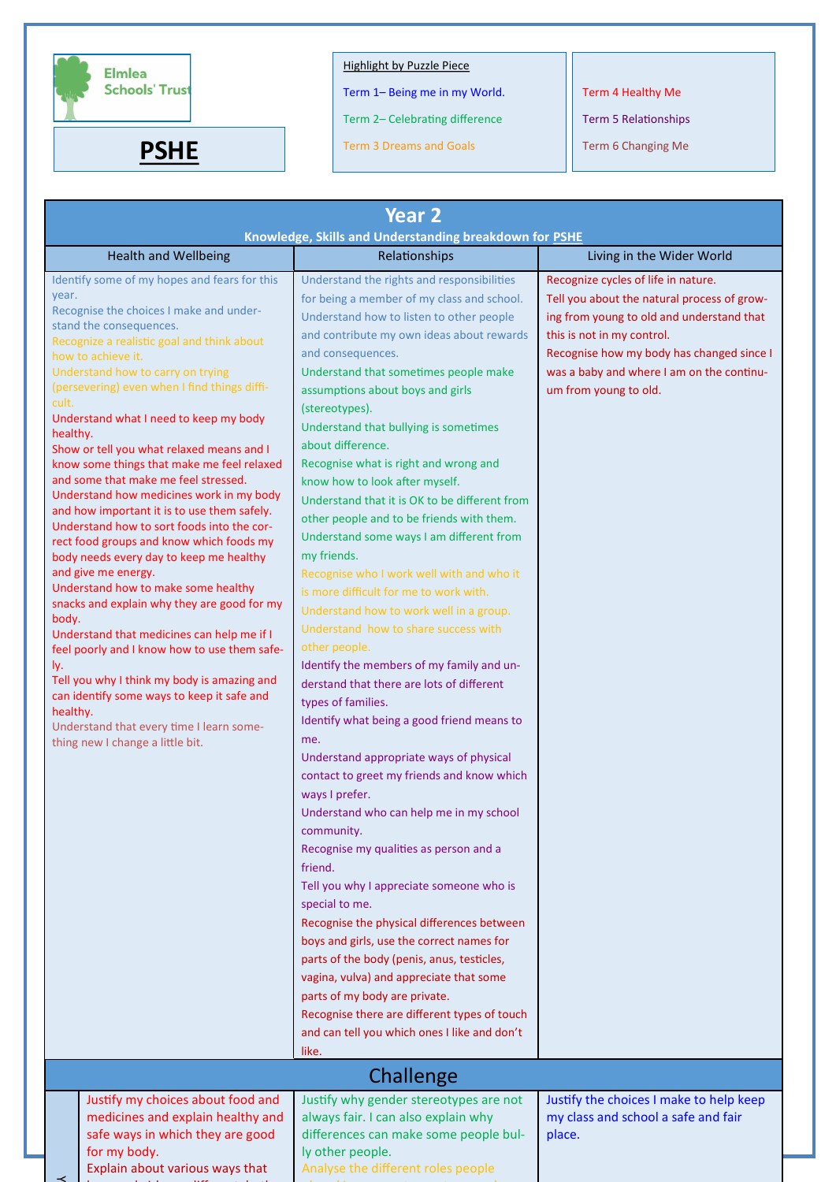Elmlea Schools' Trust

# PSHE

Highlight by Puzzle Piece

- Term 1– Being me in my World.
- Term 2– Celebrating difference
- Term 3 Dreams and Goals
- Term 4 Healthy Me
- Term 5 Relationships
- Term 6 Changing Me

## Year 2

**Knowledge, Skills and Understanding breakdown for PSHE**

| Health and Wellbeing | Relationships | Living in the Wider World |
|---|---|---|
| Identify some of my hopes and fears for this year.<br>Recognise the choices I make and understand the consequences.<br>Recognize a realistic goal and think about how to achieve it.<br>Understand how to carry on trying (persevering) even when I find things difficult.<br>Understand what I need to keep my body healthy.<br>Show or tell you what relaxed means and I know some things that make me feel relaxed and some that make me feel stressed.<br>Understand how medicines work in my body and how important it is to use them safely.<br>Understand how to sort foods into the correct food groups and know which foods my body needs every day to keep me healthy and give me energy.<br>Understand how to make some healthy snacks and explain why they are good for my body.<br>Understand that medicines can help me if I feel poorly and I know how to use them safely.<br>Tell you why I think my body is amazing and can identify some ways to keep it safe and healthy.<br>Understand that every time I learn something new I change a little bit. | Understand the rights and responsibilities for being a member of my class and school.<br>Understand how to listen to other people and contribute my own ideas about rewards and consequences.<br>Understand that sometimes people make assumptions about boys and girls (stereotypes).<br>Understand that bullying is sometimes about difference.<br>Recognise what is right and wrong and know how to look after myself.<br>Understand that it is OK to be different from other people and to be friends with them.<br>Understand some ways I am different from my friends.<br>Recognise who I work well with and who it is more difficult for me to work with.<br>Understand how to work well in a group.<br>Understand how to share success with other people.<br>Identify the members of my family and understand that there are lots of different types of families.<br>Identify what being a good friend means to me.<br>Understand appropriate ways of physical contact to greet my friends and know which ways I prefer.<br>Understand who can help me in my school community.<br>Recognise my qualities as person and a friend.<br>Tell you why I appreciate someone who is special to me.<br>Recognise the physical differences between boys and girls, use the correct names for parts of the body (penis, anus, testicles, vagina, vulva) and appreciate that some parts of my body are private.<br>Recognise there are different types of touch and can tell you which ones I like and don't like. | Recognize cycles of life in nature.<br>Tell you about the natural process of growing from young to old and understand that this is not in my control.<br>Recognise how my body has changed since I was a baby and where I am on the continuum from young to old. |

## Challenge

| Health and Wellbeing | Relationships | Living in the Wider World |
|---|---|---|
| Justify my choices about food and medicines and explain healthy and safe ways in which they are good for my body.<br>Explain about various ways that | Justify why gender stereotypes are not always fair. I can also explain why differences can make some people bully other people.<br>Analyse the different roles people | Justify the choices I make to help keep my class and school a safe and fair place. |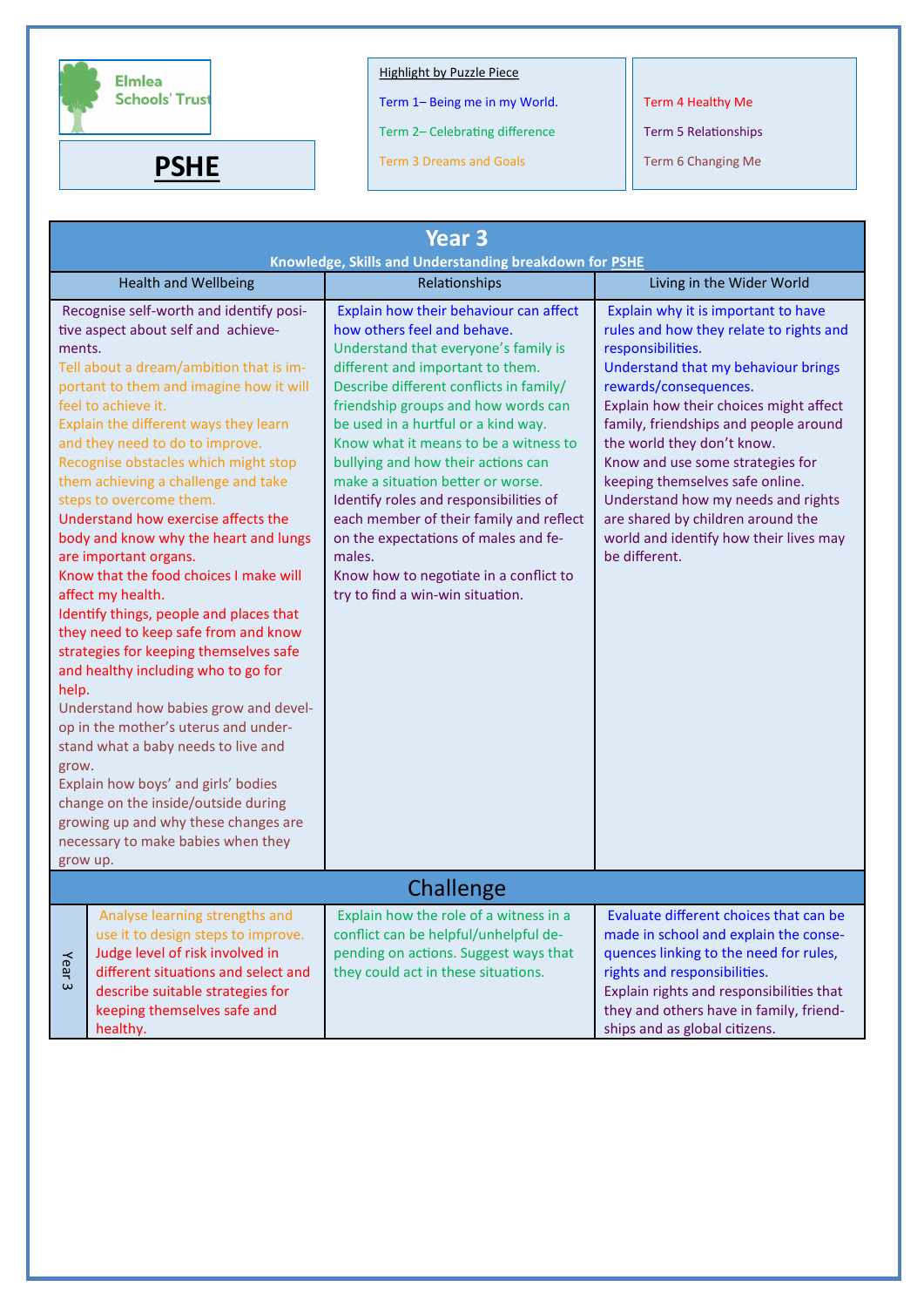Elmlea Schools' Trust

# PSHE

**Highlight by Puzzle Piece**

- Term 1– Being me in my World.
- Term 2– Celebrating difference
- Term 3 Dreams and Goals
- Term 4 Healthy Me
- Term 5 Relationships
- Term 6 Changing Me

## Year 3

**Knowledge, Skills and Understanding breakdown for PSHE**

| Health and Wellbeing | Relationships | Living in the Wider World |
|---|---|---|
| Recognise self-worth and identify positive aspect about self and achievements.<br>Tell about a dream/ambition that is important to them and imagine how it will feel to achieve it.<br>Explain the different ways they learn and they need to do to improve.<br>Recognise obstacles which might stop them achieving a challenge and take steps to overcome them.<br>Understand how exercise affects the body and know why the heart and lungs are important organs.<br>Know that the food choices I make will affect my health.<br>Identify things, people and places that they need to keep safe from and know strategies for keeping themselves safe and healthy including who to go for help.<br>Understand how babies grow and develop in the mother's uterus and understand what a baby needs to live and grow.<br>Explain how boys' and girls' bodies change on the inside/outside during growing up and why these changes are necessary to make babies when they grow up. | Explain how their behaviour can affect how others feel and behave.<br>Understand that everyone's family is different and important to them.<br>Describe different conflicts in family/ friendship groups and how words can be used in a hurtful or a kind way.<br>Know what it means to be a witness to bullying and how their actions can make a situation better or worse.<br>Identify roles and responsibilities of each member of their family and reflect on the expectations of males and females.<br>Know how to negotiate in a conflict to try to find a win-win situation. | Explain why it is important to have rules and how they relate to rights and responsibilities.<br>Understand that my behaviour brings rewards/consequences.<br>Explain how their choices might affect family, friendships and people around the world they don't know.<br>Know and use some strategies for keeping themselves safe online.<br>Understand how my needs and rights are shared by children around the world and identify how their lives may be different. |

## Challenge

| | Health and Wellbeing | Relationships | Living in the Wider World |
|---|---|---|---|
| Year 3 | Analyse learning strengths and use it to design steps to improve.<br>Judge level of risk involved in different situations and select and describe suitable strategies for keeping themselves safe and healthy. | Explain how the role of a witness in a conflict can be helpful/unhelpful depending on actions. Suggest ways that they could act in these situations. | Evaluate different choices that can be made in school and explain the consequences linking to the need for rules, rights and responsibilities.<br>Explain rights and responsibilities that they and others have in family, friendships and as global citizens. |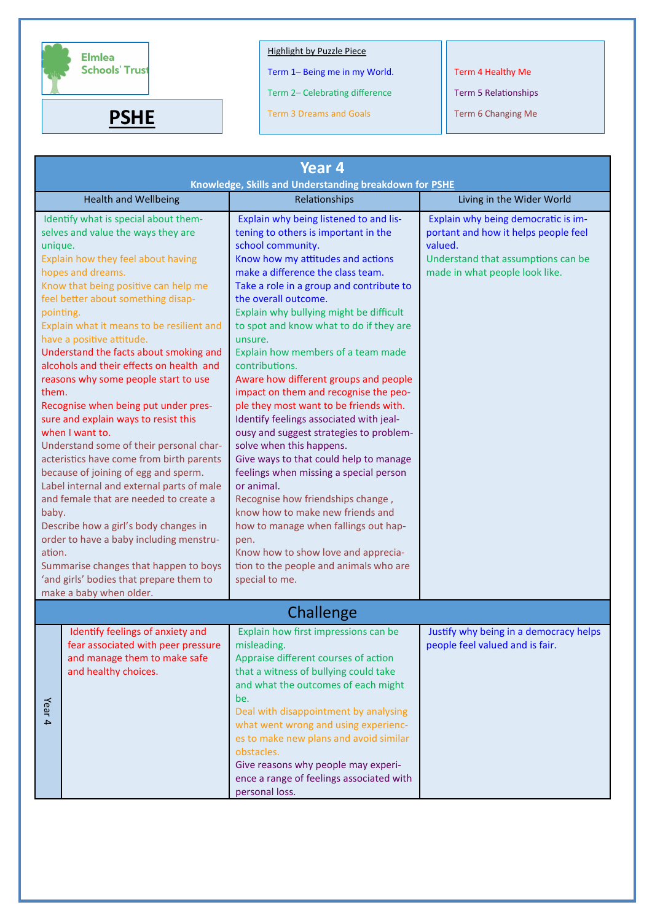Elmlea Schools' Trust

# PSHE

Highlight by Puzzle Piece

Term 1– Being me in my World.

Term 2– Celebrating difference

Term 3 Dreams and Goals

Term 4 Healthy Me

Term 5 Relationships

Term 6 Changing Me

## Year 4

**Knowledge, Skills and Understanding breakdown for PSHE**

| Health and Wellbeing | Relationships | Living in the Wider World |
|---|---|---|
| Identify what is special about themselves and value the ways they are unique.<br>Explain how they feel about having hopes and dreams.<br>Know that being positive can help me feel better about something disappointing.<br>Explain what it means to be resilient and have a positive attitude.<br>Understand the facts about smoking and alcohols and their effects on health and reasons why some people start to use them.<br>Recognise when being put under pressure and explain ways to resist this when I want to.<br>Understand some of their personal characteristics have come from birth parents because of joining of egg and sperm.<br>Label internal and external parts of male and female that are needed to create a baby.<br>Describe how a girl's body changes in order to have a baby including menstruation.<br>Summarise changes that happen to boys 'and girls' bodies that prepare them to make a baby when older. | Explain why being listened to and listening to others is important in the school community.<br>Know how my attitudes and actions make a difference the class team.<br>Take a role in a group and contribute to the overall outcome.<br>Explain why bullying might be difficult to spot and know what to do if they are unsure.<br>Explain how members of a team made contributions.<br>Aware how different groups and people impact on them and recognise the people they most want to be friends with.<br>Identify feelings associated with jealousy and suggest strategies to problem-solve when this happens.<br>Give ways to that could help to manage feelings when missing a special person or animal.<br>Recognise how friendships change , know how to make new friends and how to manage when fallings out happen.<br>Know how to show love and appreciation to the people and animals who are special to me. | Explain why being democratic is important and how it helps people feel valued.<br>Understand that assumptions can be made in what people look like. |

## Challenge

| | Health and Wellbeing | Relationships | Living in the Wider World |
|---|---|---|---|
| Year 4 | Identify feelings of anxiety and fear associated with peer pressure and manage them to make safe and healthy choices. | Explain how first impressions can be misleading.<br>Appraise different courses of action that a witness of bullying could take and what the outcomes of each might be.<br>Deal with disappointment by analysing what went wrong and using experiences to make new plans and avoid similar obstacles.<br>Give reasons why people may experience a range of feelings associated with personal loss. | Justify why being in a democracy helps people feel valued and is fair. |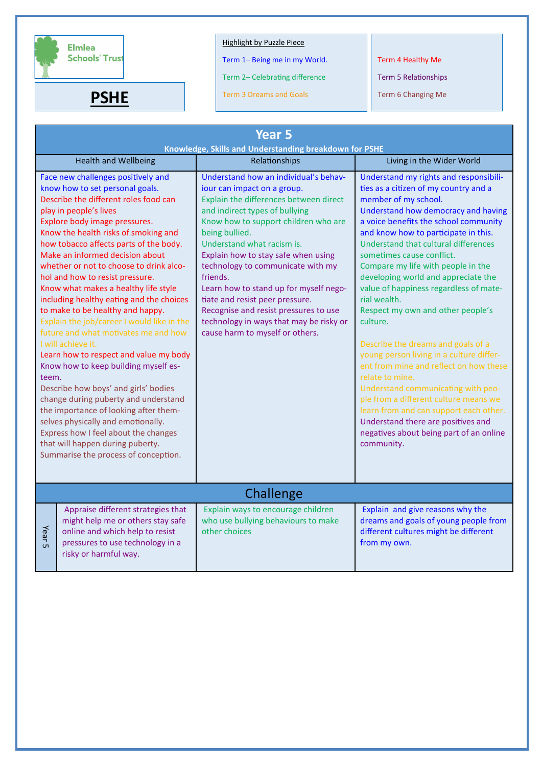Elmlea Schools' Trust

# PSHE

**Highlight by Puzzle Piece**

- Term 1– Being me in my World.
- Term 2– Celebrating difference
- Term 3 Dreams and Goals
- Term 4 Healthy Me
- Term 5 Relationships
- Term 6 Changing Me

## Year 5

**Knowledge, Skills and Understanding breakdown for PSHE**

| Health and Wellbeing | Relationships | Living in the Wider World |
|---|---|---|
| Face new challenges positively and know how to set personal goals.<br>Describe the different roles food can play in people's lives<br>Explore body image pressures.<br>Know the health risks of smoking and how tobacco affects parts of the body.<br>Make an informed decision about whether or not to choose to drink alcohol and how to resist pressure.<br>Know what makes a healthy life style including healthy eating and the choices to make to be healthy and happy.<br>Explain the job/career I would like in the future and what motivates me and how I will achieve it.<br>Learn how to respect and value my body<br>Know how to keep building myself esteem.<br>Describe how boys' and girls' bodies change during puberty and understand the importance of looking after themselves physically and emotionally.<br>Express how I feel about the changes that will happen during puberty.<br>Summarise the process of conception. | Understand how an individual's behaviour can impact on a group.<br>Explain the differences between direct and indirect types of bullying<br>Know how to support children who are being bullied.<br>Understand what racism is.<br>Explain how to stay safe when using technology to communicate with my friends.<br>Learn how to stand up for myself negotiate and resist peer pressure.<br>Recognise and resist pressures to use technology in ways that may be risky or cause harm to myself or others. | Understand my rights and responsibilities as a citizen of my country and a member of my school.<br>Understand how democracy and having a voice benefits the school community and know how to participate in this.<br>Understand that cultural differences sometimes cause conflict.<br>Compare my life with people in the developing world and appreciate the value of happiness regardless of material wealth.<br>Respect my own and other people's culture.<br><br>Describe the dreams and goals of a young person living in a culture different from mine and reflect on how these relate to mine.<br>Understand communicating with people from a different culture means we learn from and can support each other.<br>Understand there are positives and negatives about being part of an online community. |

## Challenge

| | | | |
|---|---|---|---|
| Year 5 | Appraise different strategies that might help me or others stay safe online and which help to resist pressures to use technology in a risky or harmful way. | Explain ways to encourage children who use bullying behaviours to make other choices | Explain and give reasons why the dreams and goals of young people from different cultures might be different from my own. |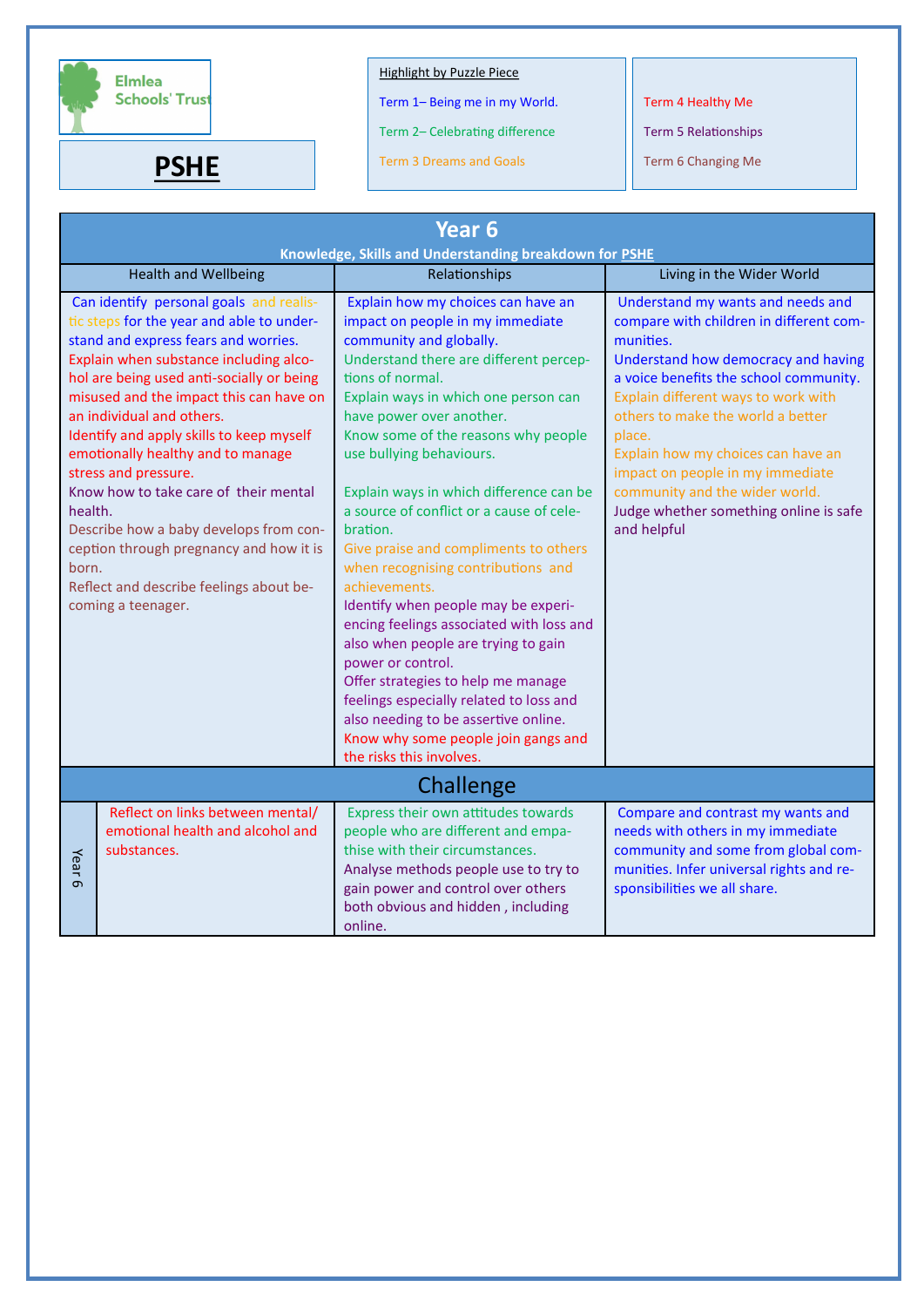Elmlea Schools' Trust

# PSHE

Highlight by Puzzle Piece

Term 1– Being me in my World.

Term 2– Celebrating difference

Term 3 Dreams and Goals

Term 4 Healthy Me

Term 5 Relationships

Term 6 Changing Me

## Year 6

**Knowledge, Skills and Understanding breakdown for PSHE**

| | Health and Wellbeing | Relationships | Living in the Wider World |
|---|---|---|---|
| | Can identify personal goals and realistic steps for the year and able to understand and express fears and worries.<br>Explain when substance including alcohol are being used anti-socially or being misused and the impact this can have on an individual and others.<br>Identify and apply skills to keep myself emotionally healthy and to manage stress and pressure.<br>Know how to take care of their mental health.<br>Describe how a baby develops from conception through pregnancy and how it is born.<br>Reflect and describe feelings about becoming a teenager. | Explain how my choices can have an impact on people in my immediate community and globally.<br>Understand there are different perceptions of normal.<br>Explain ways in which one person can have power over another.<br>Know some of the reasons why people use bullying behaviours.<br><br>Explain ways in which difference can be a source of conflict or a cause of celebration.<br>Give praise and compliments to others when recognising contributions and achievements.<br>Identify when people may be experiencing feelings associated with loss and also when people are trying to gain power or control.<br>Offer strategies to help me manage feelings especially related to loss and also needing to be assertive online.<br>Know why some people join gangs and the risks this involves. | Understand my wants and needs and compare with children in different communities.<br>Understand how democracy and having a voice benefits the school community.<br>Explain different ways to work with others to make the world a better place.<br>Explain how my choices can have an impact on people in my immediate community and the wider world.<br>Judge whether something online is safe and helpful |
| **Challenge** | | | |
| Year 6 | Reflect on links between mental/emotional health and alcohol and substances. | Express their own attitudes towards people who are different and empathise with their circumstances.<br>Analyse methods people use to try to gain power and control over others both obvious and hidden , including online. | Compare and contrast my wants and needs with others in my immediate community and some from global communities. Infer universal rights and responsibilities we all share. |